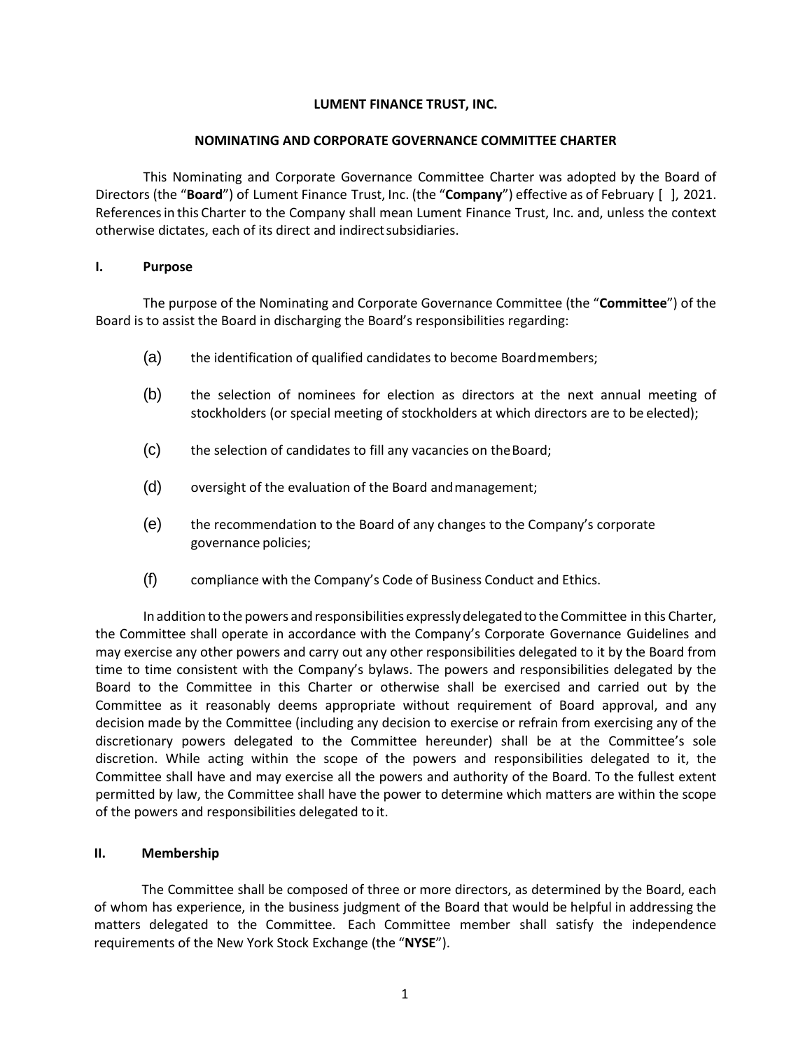**LUMENT FINANCE TRUST, INC.**

**NOMINATING AND CORPORATE GOVERNANCE COMMITTEE CHARTER**

This Nominating and Corporate Governance Committee Charter was adopted by the Board of Directors (the "**Board**") of Lument Finance Trust, Inc. (the "**Company**") effective as of February [ ], 2021. References in this Charter to the Company shall mean Lument Finance Trust, Inc. and, unless the context otherwise dictates, each of its direct and indirect subsidiaries.

## I. Purpose

The purpose of the Nominating and Corporate Governance Committee (the "**Committee**") of the Board is to assist the Board in discharging the Board's responsibilities regarding:

(a) the identification of qualified candidates to become Board members;

(b) the selection of nominees for election as directors at the next annual meeting of stockholders (or special meeting of stockholders at which directors are to be elected);

(c) the selection of candidates to fill any vacancies on the Board;

(d) oversight of the evaluation of the Board and management;

(e) the recommendation to the Board of any changes to the Company's corporate governance policies;

(f) compliance with the Company's Code of Business Conduct and Ethics.

In addition to the powers and responsibilities expressly delegated to the Committee in this Charter, the Committee shall operate in accordance with the Company's Corporate Governance Guidelines and may exercise any other powers and carry out any other responsibilities delegated to it by the Board from time to time consistent with the Company's bylaws. The powers and responsibilities delegated by the Board to the Committee in this Charter or otherwise shall be exercised and carried out by the Committee as it reasonably deems appropriate without requirement of Board approval, and any decision made by the Committee (including any decision to exercise or refrain from exercising any of the discretionary powers delegated to the Committee hereunder) shall be at the Committee's sole discretion. While acting within the scope of the powers and responsibilities delegated to it, the Committee shall have and may exercise all the powers and authority of the Board. To the fullest extent permitted by law, the Committee shall have the power to determine which matters are within the scope of the powers and responsibilities delegated to it.

## II. Membership

The Committee shall be composed of three or more directors, as determined by the Board, each of whom has experience, in the business judgment of the Board that would be helpful in addressing the matters delegated to the Committee. Each Committee member shall satisfy the independence requirements of the New York Stock Exchange (the "**NYSE**").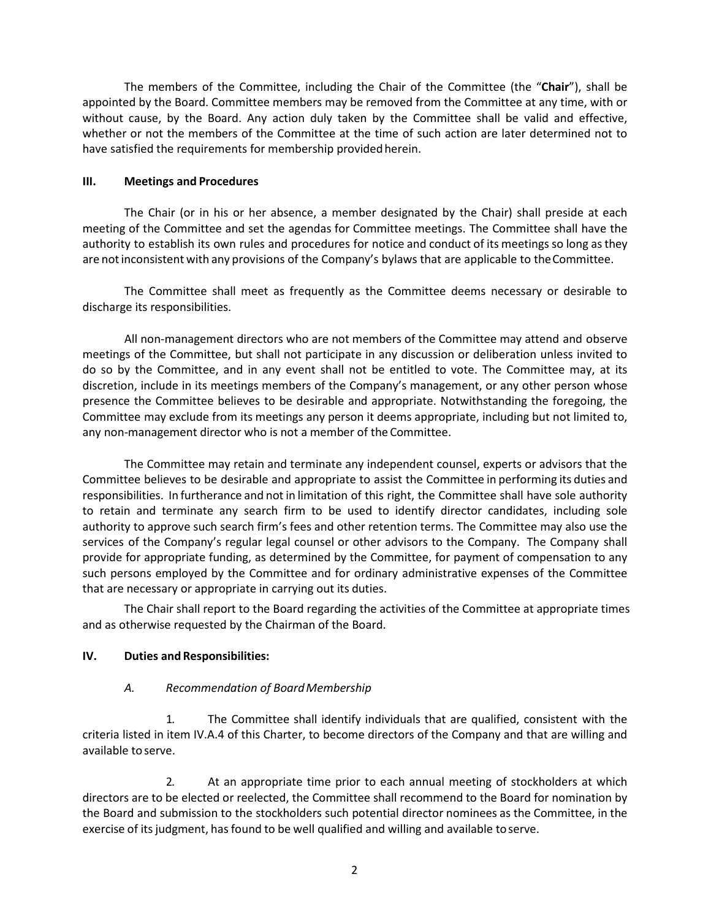The members of the Committee, including the Chair of the Committee (the "**Chair**"), shall be appointed by the Board. Committee members may be removed from the Committee at any time, with or without cause, by the Board. Any action duly taken by the Committee shall be valid and effective, whether or not the members of the Committee at the time of such action are later determined not to have satisfied the requirements for membership provided herein.

## III. Meetings and Procedures

The Chair (or in his or her absence, a member designated by the Chair) shall preside at each meeting of the Committee and set the agendas for Committee meetings. The Committee shall have the authority to establish its own rules and procedures for notice and conduct of its meetings so long as they are not inconsistent with any provisions of the Company's bylaws that are applicable to the Committee.

The Committee shall meet as frequently as the Committee deems necessary or desirable to discharge its responsibilities.

All non-management directors who are not members of the Committee may attend and observe meetings of the Committee, but shall not participate in any discussion or deliberation unless invited to do so by the Committee, and in any event shall not be entitled to vote. The Committee may, at its discretion, include in its meetings members of the Company's management, or any other person whose presence the Committee believes to be desirable and appropriate. Notwithstanding the foregoing, the Committee may exclude from its meetings any person it deems appropriate, including but not limited to, any non-management director who is not a member of the Committee.

The Committee may retain and terminate any independent counsel, experts or advisors that the Committee believes to be desirable and appropriate to assist the Committee in performing its duties and responsibilities. In furtherance and not in limitation of this right, the Committee shall have sole authority to retain and terminate any search firm to be used to identify director candidates, including sole authority to approve such search firm's fees and other retention terms. The Committee may also use the services of the Company's regular legal counsel or other advisors to the Company. The Company shall provide for appropriate funding, as determined by the Committee, for payment of compensation to any such persons employed by the Committee and for ordinary administrative expenses of the Committee that are necessary or appropriate in carrying out its duties.

The Chair shall report to the Board regarding the activities of the Committee at appropriate times and as otherwise requested by the Chairman of the Board.

## IV. Duties and Responsibilities:

### *A. Recommendation of Board Membership*

1. The Committee shall identify individuals that are qualified, consistent with the criteria listed in item IV.A.4 of this Charter, to become directors of the Company and that are willing and available to serve.

2. At an appropriate time prior to each annual meeting of stockholders at which directors are to be elected or reelected, the Committee shall recommend to the Board for nomination by the Board and submission to the stockholders such potential director nominees as the Committee, in the exercise of its judgment, has found to be well qualified and willing and available to serve.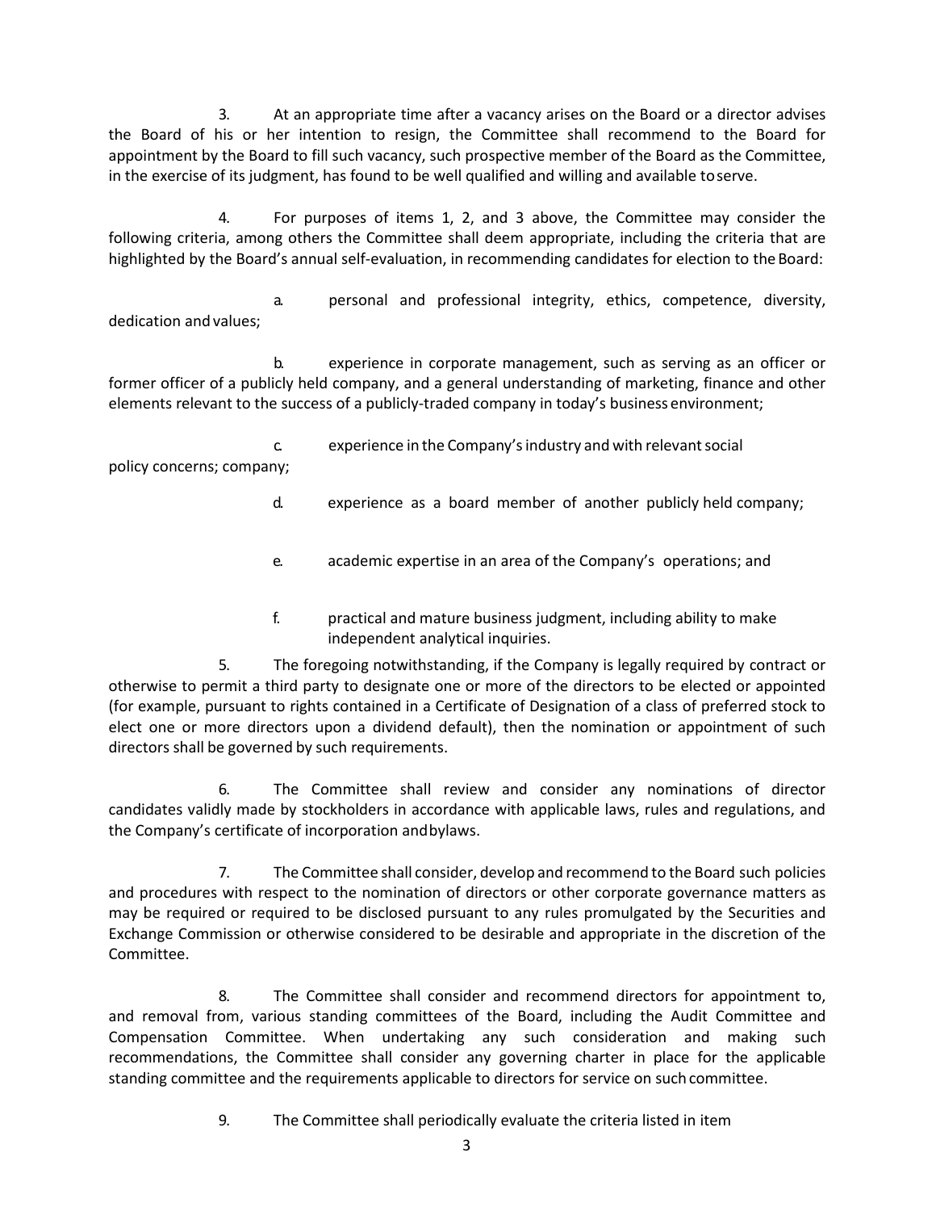3. At an appropriate time after a vacancy arises on the Board or a director advises the Board of his or her intention to resign, the Committee shall recommend to the Board for appointment by the Board to fill such vacancy, such prospective member of the Board as the Committee, in the exercise of its judgment, has found to be well qualified and willing and available to serve.

4. For purposes of items 1, 2, and 3 above, the Committee may consider the following criteria, among others the Committee shall deem appropriate, including the criteria that are highlighted by the Board's annual self-evaluation, in recommending candidates for election to the Board:

a. personal and professional integrity, ethics, competence, diversity, dedication and values;

b. experience in corporate management, such as serving as an officer or former officer of a publicly held company, and a general understanding of marketing, finance and other elements relevant to the success of a publicly-traded company in today's business environment;

c. experience in the Company's industry and with relevant social policy concerns; company;

d. experience as a board member of another publicly held company;

e. academic expertise in an area of the Company's operations; and

f. practical and mature business judgment, including ability to make independent analytical inquiries.

5. The foregoing notwithstanding, if the Company is legally required by contract or otherwise to permit a third party to designate one or more of the directors to be elected or appointed (for example, pursuant to rights contained in a Certificate of Designation of a class of preferred stock to elect one or more directors upon a dividend default), then the nomination or appointment of such directors shall be governed by such requirements.

6. The Committee shall review and consider any nominations of director candidates validly made by stockholders in accordance with applicable laws, rules and regulations, and the Company's certificate of incorporation and bylaws.

7. The Committee shall consider, develop and recommend to the Board such policies and procedures with respect to the nomination of directors or other corporate governance matters as may be required or required to be disclosed pursuant to any rules promulgated by the Securities and Exchange Commission or otherwise considered to be desirable and appropriate in the discretion of the Committee.

8. The Committee shall consider and recommend directors for appointment to, and removal from, various standing committees of the Board, including the Audit Committee and Compensation Committee. When undertaking any such consideration and making such recommendations, the Committee shall consider any governing charter in place for the applicable standing committee and the requirements applicable to directors for service on such committee.

9. The Committee shall periodically evaluate the criteria listed in item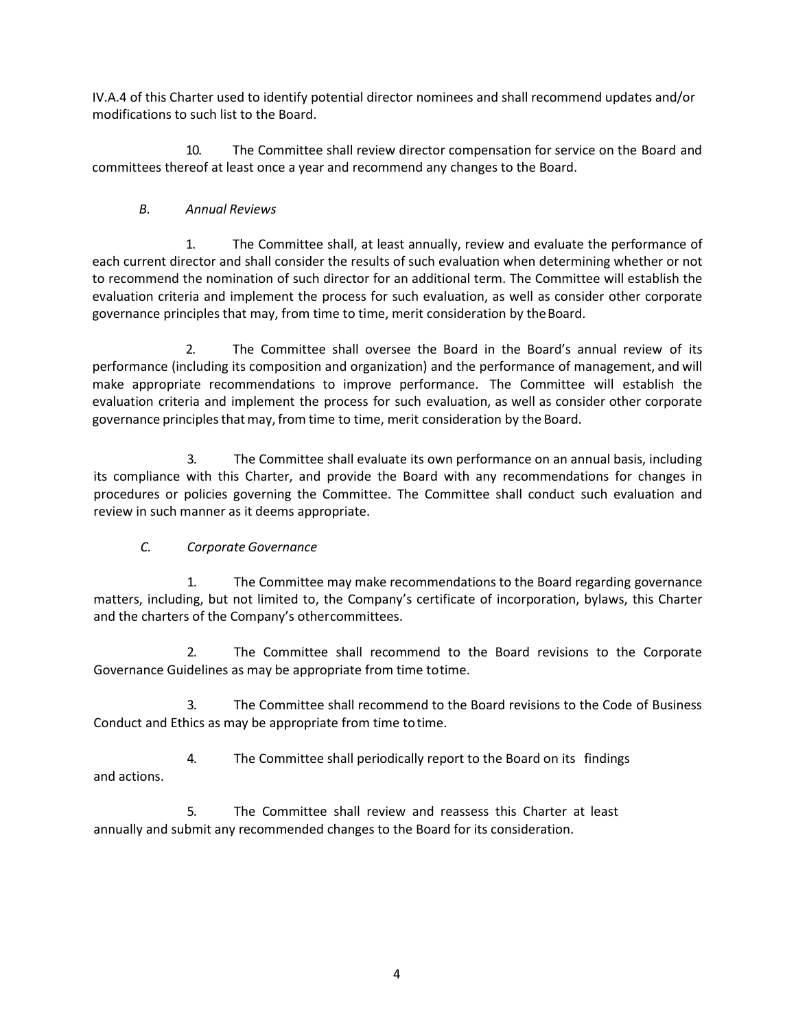IV.A.4 of this Charter used to identify potential director nominees and shall recommend updates and/or modifications to such list to the Board.

10. The Committee shall review director compensation for service on the Board and committees thereof at least once a year and recommend any changes to the Board.

*B. Annual Reviews*

1. The Committee shall, at least annually, review and evaluate the performance of each current director and shall consider the results of such evaluation when determining whether or not to recommend the nomination of such director for an additional term. The Committee will establish the evaluation criteria and implement the process for such evaluation, as well as consider other corporate governance principles that may, from time to time, merit consideration by the Board.

2. The Committee shall oversee the Board in the Board's annual review of its performance (including its composition and organization) and the performance of management, and will make appropriate recommendations to improve performance. The Committee will establish the evaluation criteria and implement the process for such evaluation, as well as consider other corporate governance principles that may, from time to time, merit consideration by the Board.

3. The Committee shall evaluate its own performance on an annual basis, including its compliance with this Charter, and provide the Board with any recommendations for changes in procedures or policies governing the Committee. The Committee shall conduct such evaluation and review in such manner as it deems appropriate.

*C. Corporate Governance*

1. The Committee may make recommendations to the Board regarding governance matters, including, but not limited to, the Company's certificate of incorporation, bylaws, this Charter and the charters of the Company's other committees.

2. The Committee shall recommend to the Board revisions to the Corporate Governance Guidelines as may be appropriate from time to time.

3. The Committee shall recommend to the Board revisions to the Code of Business Conduct and Ethics as may be appropriate from time to time.

4. The Committee shall periodically report to the Board on its findings and actions.

5. The Committee shall review and reassess this Charter at least annually and submit any recommended changes to the Board for its consideration.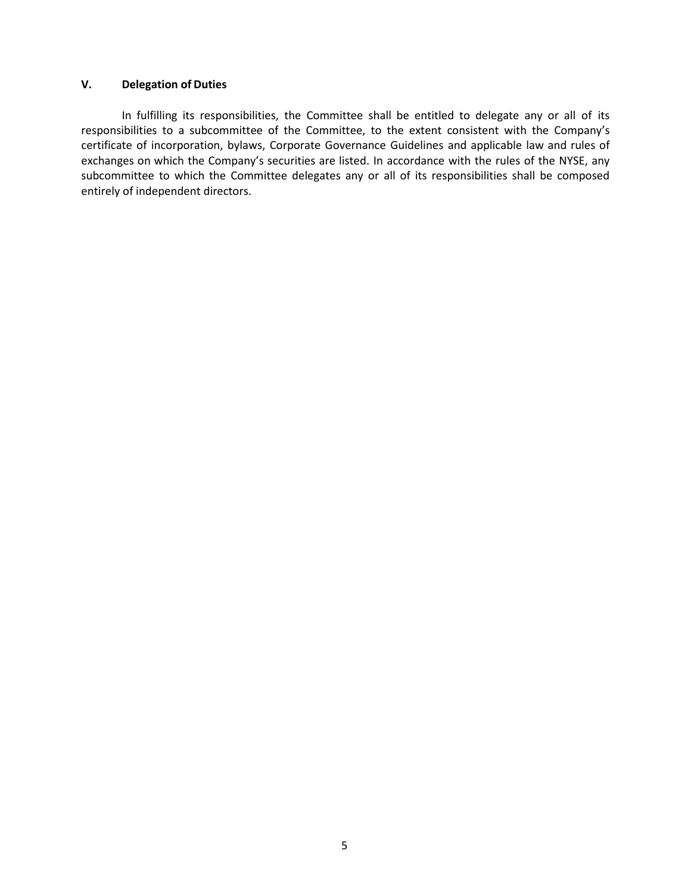## V. Delegation of Duties

In fulfilling its responsibilities, the Committee shall be entitled to delegate any or all of its responsibilities to a subcommittee of the Committee, to the extent consistent with the Company's certificate of incorporation, bylaws, Corporate Governance Guidelines and applicable law and rules of exchanges on which the Company's securities are listed. In accordance with the rules of the NYSE, any subcommittee to which the Committee delegates any or all of its responsibilities shall be composed entirely of independent directors.